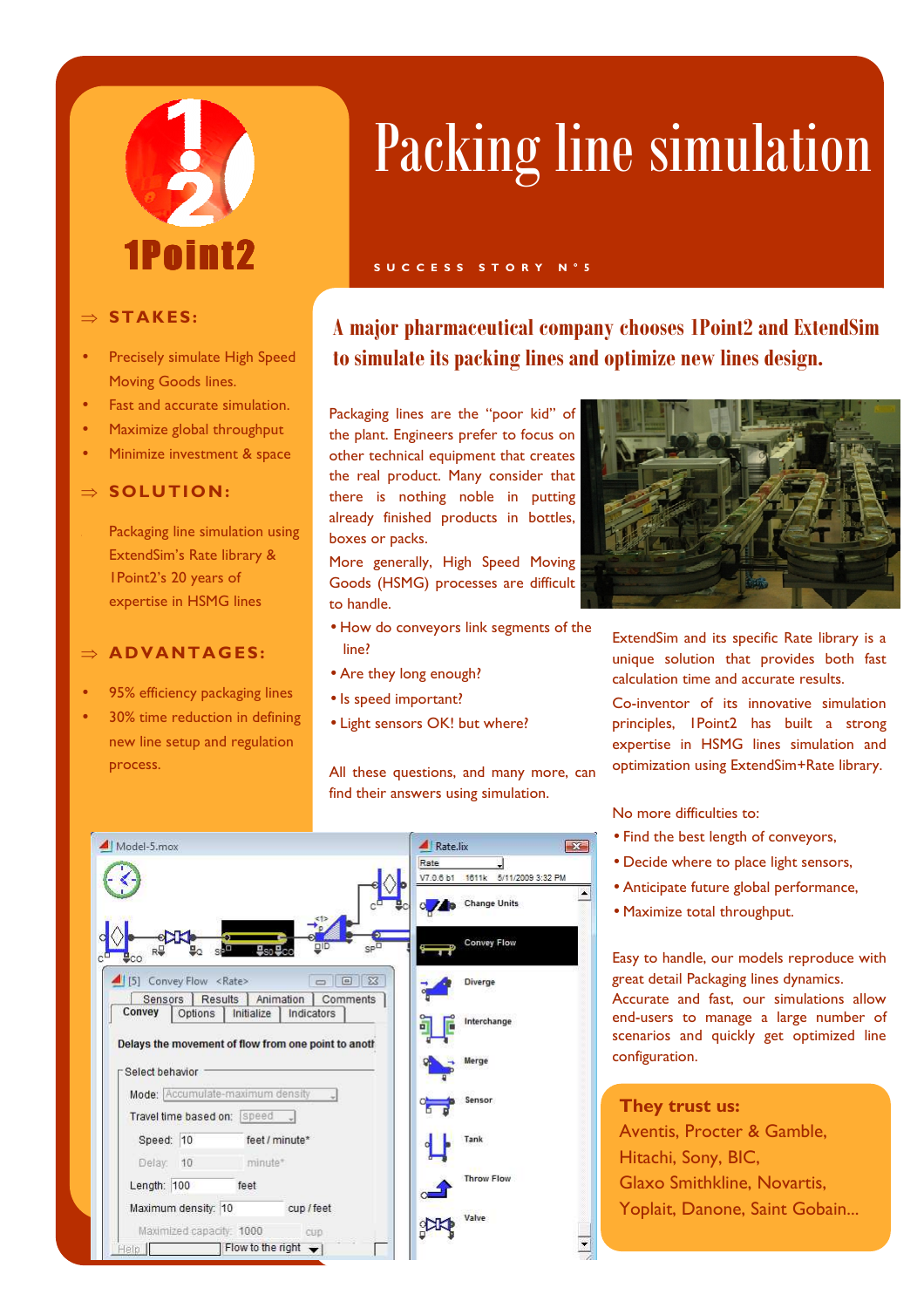1Point2

# Packing line simulation

SUCCESS STORY N°5

## ⇒ STAKES:

- Precisely simulate High Speed Moving Goods lines.
- Fast and accurate simulation.
- Maximize global throughput
- Minimize investment & space

## ⇒ SOLUTION:

Packaging line simulation using ExtendSim's Rate library & 1Point2's 20 years of expertise in HSMG lines

## ⇒ ADVANTAGES:

- 95% efficiency packaging lines
- 30% time reduction in defining new line setup and regulation process.

## A major pharmaceutical company chooses 1Point2 and ExtendSim to simulate its packing lines and optimize new lines design.

Packaging lines are the "poor kid" of the plant. Engineers prefer to focus on other technical equipment that creates the real product. Many consider that there is nothing noble in putting already finished products in bottles, boxes or packs.

More generally, High Speed Moving Goods (HSMG) processes are difficult to handle.

- How do conveyors link segments of the line?
- Are they long enough?
- Is speed important?
- Light sensors OK! but where?

All these questions, and many more, can find their answers using simulation.

ExtendSim and its specific Rate library is a unique solution that provides both fast calculation time and accurate results.

Co-inventor of its innovative simulation principles, 1Point2 has built a strong expertise in HSMG lines simulation and optimization using ExtendSim+Rate library.

No more difficulties to:

- Find the best length of conveyors,
- Decide where to place light sensors,
- Anticipate future global performance,
- Maximize total throughput.

Easy to handle, our models reproduce with great detail Packaging lines dynamics.

Accurate and fast, our simulations allow end-users to manage a large number of scenarios and quickly get optimized line configuration.

**They trust us:**

Aventis, Procter & Gamble, Hitachi, Sony, BIC, Glaxo Smithkline, Novartis, Yoplait, Danone, Saint Gobain...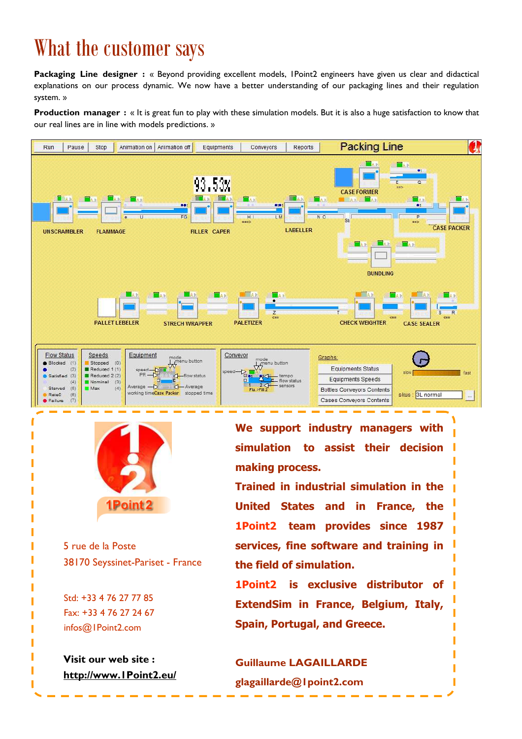# What the customer says

**Packaging Line designer :** « Beyond providing excellent models, 1Point2 engineers have given us clear and didactical explanations on our process dynamic. We now have a better understanding of our packaging lines and their regulation system. »

**Production manager :** « It is great fun to play with these simulation models. But it is also a huge satisfaction to know that our real lines are in line with models predictions. »

5 rue de la Poste
38170 Seyssinet-Pariset - France

Std: +33 4 76 27 77 85
Fax: +33 4 76 27 24 67
infos@1Point2.com

**Visit our web site :**
**http://www.1Point2.eu/**

**We support industry managers with simulation to assist their decision making process.**

**Trained in industrial simulation in the United States and in France, the 1Point2 team provides since 1987 services, fine software and training in the field of simulation.**

**1Point2 is exclusive distributor of ExtendSim in France, Belgium, Italy, Spain, Portugal, and Greece.**

**Guillaume LAGAILLARDE**
**glagaillarde@1point2.com**